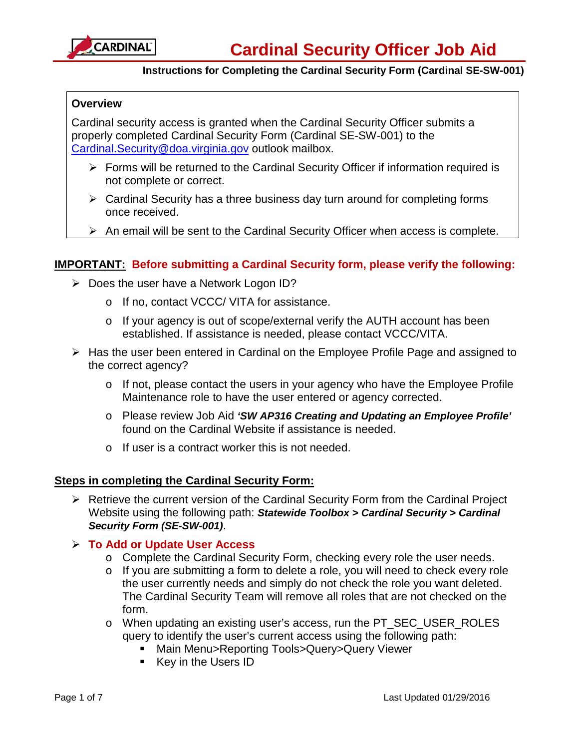# Cardinal Security Officer Job Aid

**Instructions for Completing the Cardinal Security Form (Cardinal SE-SW-001)**

## Overview

Cardinal security access is granted when the Cardinal Security Officer submits a properly completed Cardinal Security Form (Cardinal SE-SW-001) to the Cardinal.Security@doa.virginia.gov outlook mailbox.

- Forms will be returned to the Cardinal Security Officer if information required is not complete or correct.
- Cardinal Security has a three business day turn around for completing forms once received.
- An email will be sent to the Cardinal Security Officer when access is complete.

**IMPORTANT: Before submitting a Cardinal Security form, please verify the following:**

- Does the user have a Network Logon ID?
  - If no, contact VCCC/ VITA for assistance.
  - If your agency is out of scope/external verify the AUTH account has been established. If assistance is needed, please contact VCCC/VITA.
- Has the user been entered in Cardinal on the Employee Profile Page and assigned to the correct agency?
  - If not, please contact the users in your agency who have the Employee Profile Maintenance role to have the user entered or agency corrected.
  - Please review Job Aid ***'SW AP316 Creating and Updating an Employee Profile'*** found on the Cardinal Website if assistance is needed.
  - If user is a contract worker this is not needed.

## Steps in completing the Cardinal Security Form:

- Retrieve the current version of the Cardinal Security Form from the Cardinal Project Website using the following path: ***Statewide Toolbox > Cardinal Security > Cardinal Security Form (SE-SW-001)***.
- **To Add or Update User Access**
  - Complete the Cardinal Security Form, checking every role the user needs.
  - If you are submitting a form to delete a role, you will need to check every role the user currently needs and simply do not check the role you want deleted. The Cardinal Security Team will remove all roles that are not checked on the form.
  - When updating an existing user's access, run the PT_SEC_USER_ROLES query to identify the user's current access using the following path:
    - Main Menu>Reporting Tools>Query>Query Viewer
    - Key in the Users ID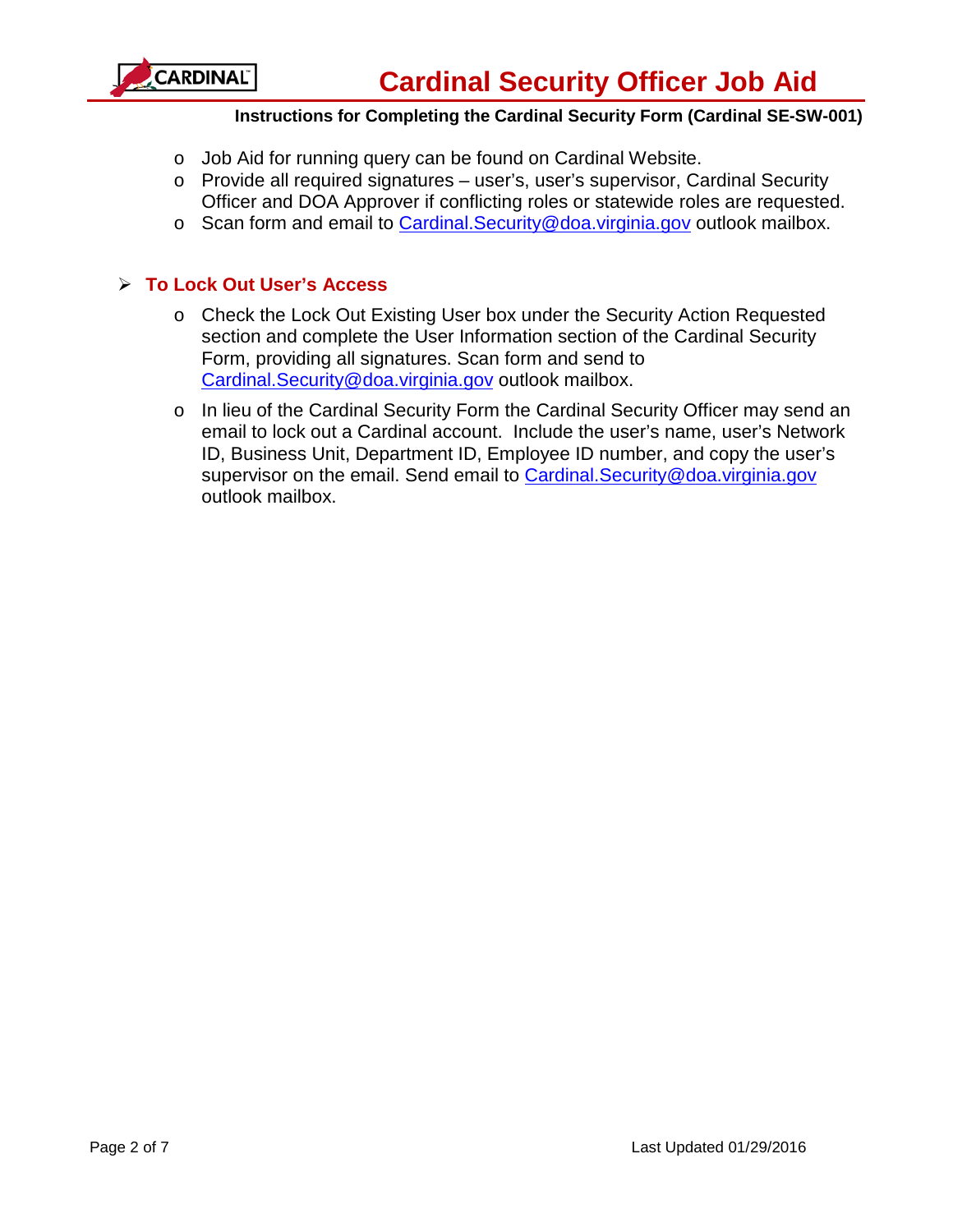- Job Aid for running query can be found on Cardinal Website.
  - Provide all required signatures – user's, user's supervisor, Cardinal Security Officer and DOA Approver if conflicting roles or statewide roles are requested.
  - Scan form and email to Cardinal.Security@doa.virginia.gov outlook mailbox.

- **To Lock Out User's Access**
  - Check the Lock Out Existing User box under the Security Action Requested section and complete the User Information section of the Cardinal Security Form, providing all signatures. Scan form and send to Cardinal.Security@doa.virginia.gov outlook mailbox.
  - In lieu of the Cardinal Security Form the Cardinal Security Officer may send an email to lock out a Cardinal account. Include the user's name, user's Network ID, Business Unit, Department ID, Employee ID number, and copy the user's supervisor on the email. Send email to Cardinal.Security@doa.virginia.gov outlook mailbox.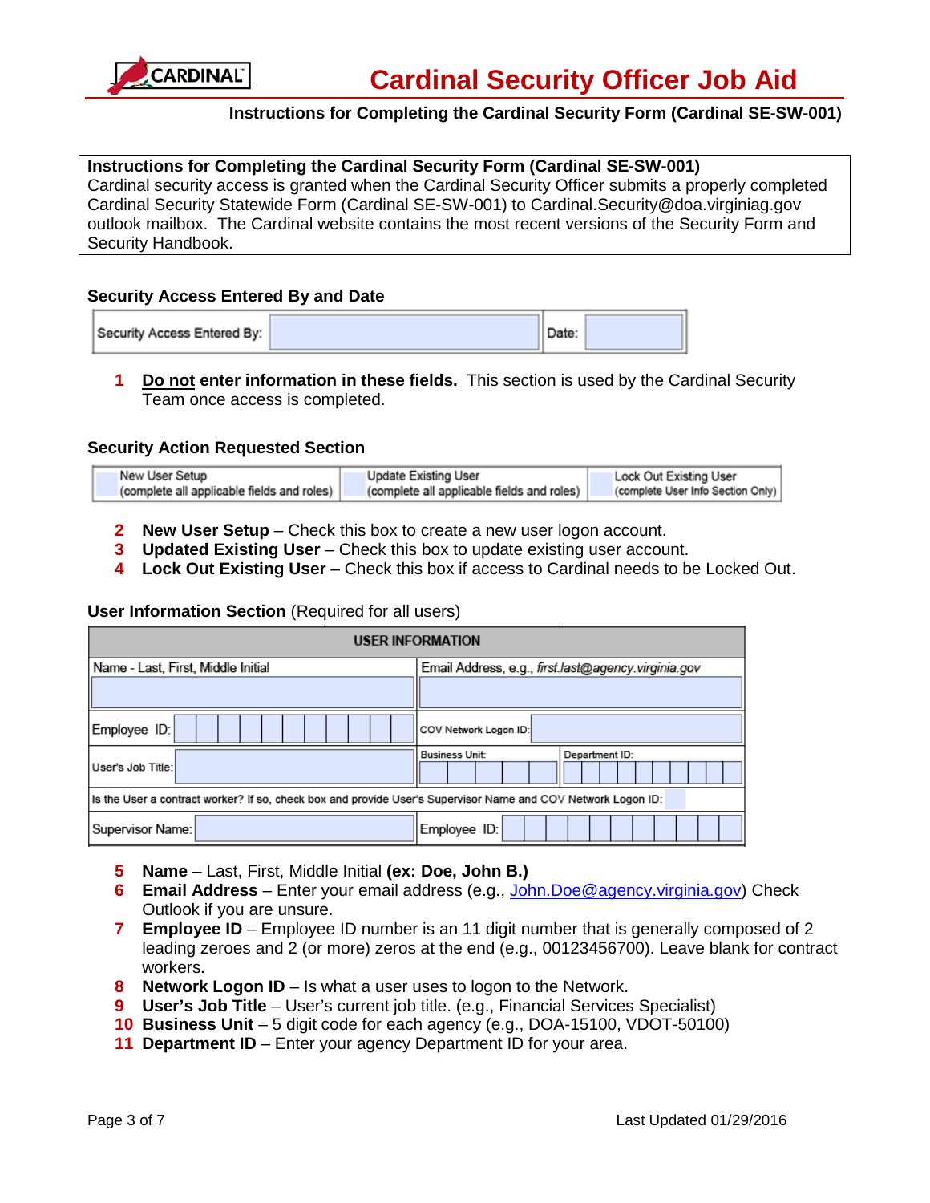# Cardinal Security Officer Job Aid

**Instructions for Completing the Cardinal Security Form (Cardinal SE-SW-001)**

**Instructions for Completing the Cardinal Security Form (Cardinal SE-SW-001)**
Cardinal security access is granted when the Cardinal Security Officer submits a properly completed Cardinal Security Statewide Form (Cardinal SE-SW-001) to Cardinal.Security@doa.virginiag.gov outlook mailbox. The Cardinal website contains the most recent versions of the Security Form and Security Handbook.

### Security Access Entered By and Date

| Security Access Entered By: | | Date: | |
|---|---|---|---|

1 **Do not enter information in these fields.** This section is used by the Cardinal Security Team once access is completed.

### Security Action Requested Section

| New User Setup (complete all applicable fields and roles) | Update Existing User (complete all applicable fields and roles) | Lock Out Existing User (complete User Info Section Only) |
|---|---|---|

2 **New User Setup** – Check this box to create a new user logon account.
3 **Updated Existing User** – Check this box to update existing user account.
4 **Lock Out Existing User** – Check this box if access to Cardinal needs to be Locked Out.

### User Information Section (Required for all users)

| USER INFORMATION | |
|---|---|
| Name - Last, First, Middle Initial | Email Address, e.g., *first.last@agency.virginia.gov* |
| Employee ID: | COV Network Logon ID: |
| User's Job Title: | Business Unit: / Department ID: |
| Is the User a contract worker? If so, check box and provide User's Supervisor Name and COV Network Logon ID: | |
| Supervisor Name: | Employee ID: |

5 **Name** – Last, First, Middle Initial **(ex: Doe, John B.)**
6 **Email Address** – Enter your email address (e.g., John.Doe@agency.virginia.gov) Check Outlook if you are unsure.
7 **Employee ID** – Employee ID number is an 11 digit number that is generally composed of 2 leading zeroes and 2 (or more) zeros at the end (e.g., 00123456700). Leave blank for contract workers.
8 **Network Logon ID** – Is what a user uses to logon to the Network.
9 **User's Job Title** – User's current job title. (e.g., Financial Services Specialist)
10 **Business Unit** – 5 digit code for each agency (e.g., DOA-15100, VDOT-50100)
11 **Department ID** – Enter your agency Department ID for your area.

Last Updated 01/29/2016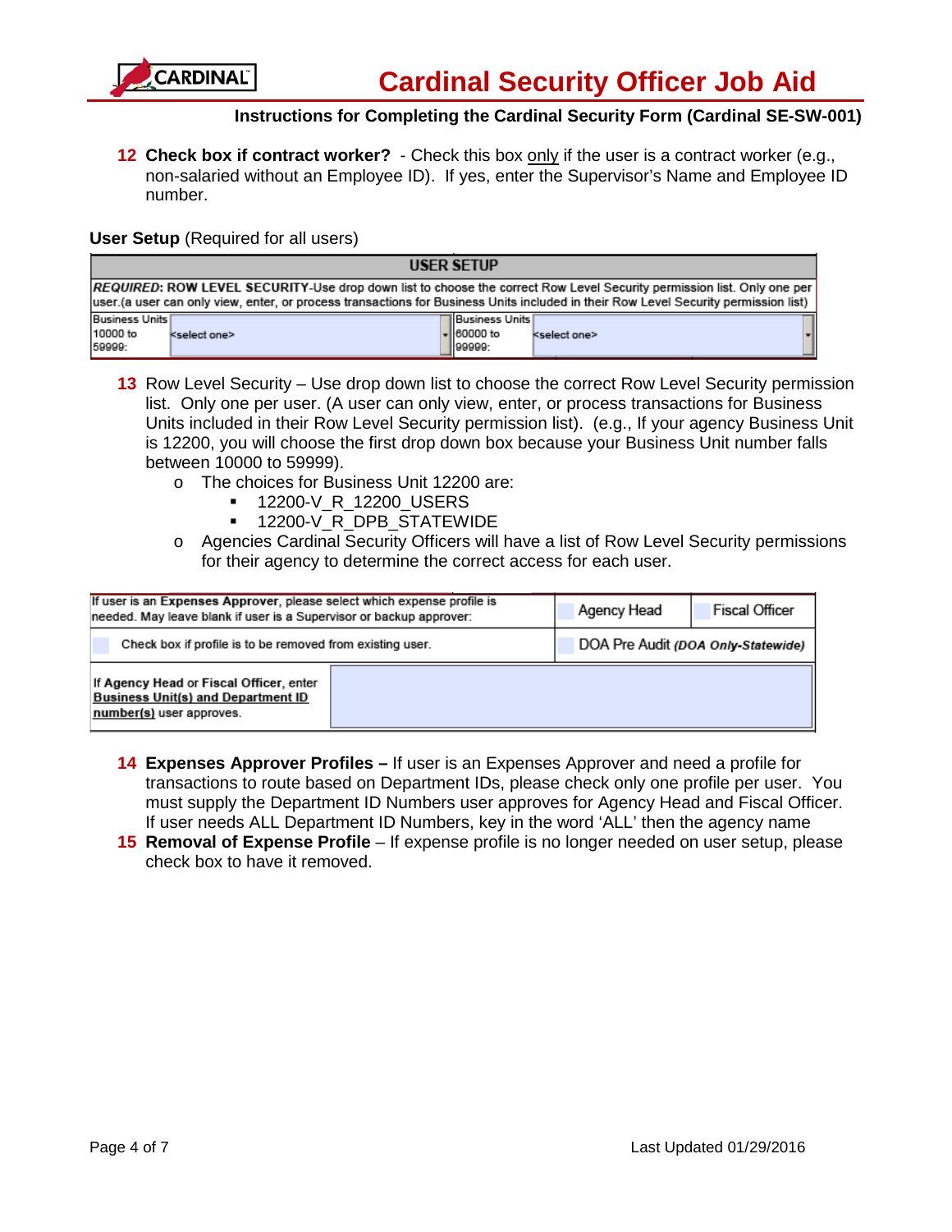12 **Check box if contract worker?** - Check this box only if the user is a contract worker (e.g., non-salaried without an Employee ID). If yes, enter the Supervisor's Name and Employee ID number.

**User Setup** (Required for all users)

| USER SETUP | | | |
|---|---|---|---|
| ***REQUIRED*: ROW LEVEL SECURITY**-Use drop down list to choose the correct Row Level Security permission list. Only one per user.(a user can only view, enter, or process transactions for Business Units included in their Row Level Security permission list) | | | |
| Business Units 10000 to 59999: | <select one> | Business Units 60000 to 99999: | <select one> |

13 Row Level Security – Use drop down list to choose the correct Row Level Security permission list. Only one per user. (A user can only view, enter, or process transactions for Business Units included in their Row Level Security permission list). (e.g., If your agency Business Unit is 12200, you will choose the first drop down box because your Business Unit number falls between 10000 to 59999).

- The choices for Business Unit 12200 are:
  - 12200-V_R_12200_USERS
  - 12200-V_R_DPB_STATEWIDE
- Agencies Cardinal Security Officers will have a list of Row Level Security permissions for their agency to determine the correct access for each user.

| If user is an **Expenses Approver**, please select which expense profile is needed. May leave blank if user is a Supervisor or backup approver: | Agency Head | Fiscal Officer |
|---|---|---|
| Check box if profile is to be removed from existing user. | DOA Pre Audit ***(DOA Only-Statewide)*** | |
| If **Agency Head** or **Fiscal Officer**, enter **Business Unit(s) and Department ID number(s)** user approves. | | |

14 **Expenses Approver Profiles –** If user is an Expenses Approver and need a profile for transactions to route based on Department IDs, please check only one profile per user. You must supply the Department ID Numbers user approves for Agency Head and Fiscal Officer. If user needs ALL Department ID Numbers, key in the word 'ALL' then the agency name

15 **Removal of Expense Profile** – If expense profile is no longer needed on user setup, please check box to have it removed.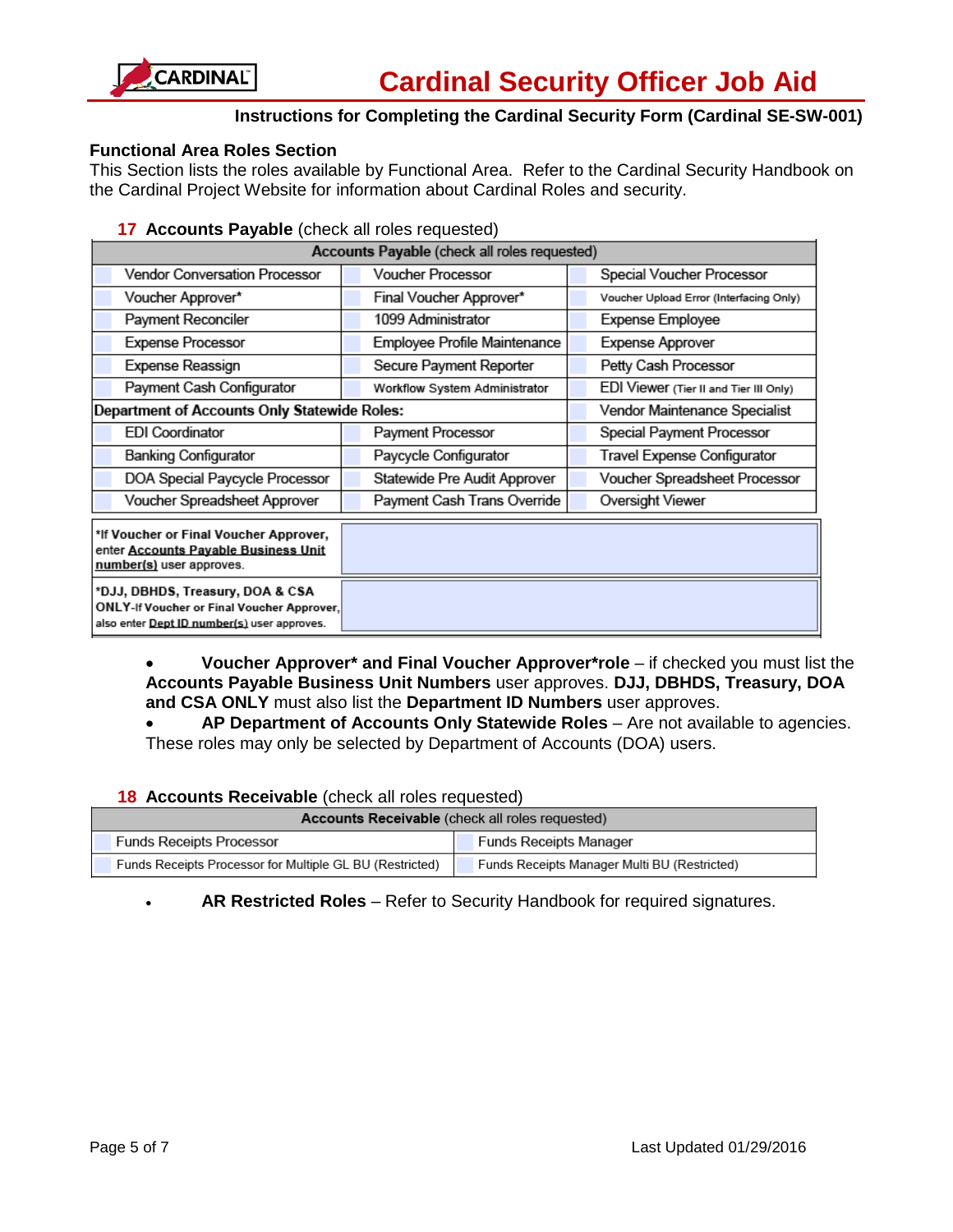**Instructions for Completing the Cardinal Security Form (Cardinal SE-SW-001)**

### Functional Area Roles Section

This Section lists the roles available by Functional Area. Refer to the Cardinal Security Handbook on the Cardinal Project Website for information about Cardinal Roles and security.

**17 Accounts Payable** (check all roles requested)

| **Accounts Payable** (check all roles requested) | | |
|---|---|---|
| Vendor Conversation Processor | Voucher Processor | Special Voucher Processor |
| Voucher Approver* | Final Voucher Approver* | Voucher Upload Error (Interfacing Only) |
| Payment Reconciler | 1099 Administrator | Expense Employee |
| Expense Processor | Employee Profile Maintenance | Expense Approver |
| Expense Reassign | Secure Payment Reporter | Petty Cash Processor |
| Payment Cash Configurator | Workflow System Administrator | EDI Viewer (Tier II and Tier III Only) |
| **Department of Accounts Only Statewide Roles:** | | Vendor Maintenance Specialist |
| EDI Coordinator | Payment Processor | Special Payment Processor |
| Banking Configurator | Paycycle Configurator | Travel Expense Configurator |
| DOA Special Paycycle Processor | Statewide Pre Audit Approver | Voucher Spreadsheet Processor |
| Voucher Spreadsheet Approver | Payment Cash Trans Override | Oversight Viewer |

| | |
|---|---|
| *If Voucher or Final Voucher Approver, enter Accounts Payable Business Unit number(s) user approves. | |
| *DJJ, DBHDS, Treasury, DOA & CSA ONLY-If Voucher or Final Voucher Approver, also enter Dept ID number(s) user approves. | |

- **Voucher Approver* and Final Voucher Approver*role** – if checked you must list the **Accounts Payable Business Unit Numbers** user approves. **DJJ, DBHDS, Treasury, DOA and CSA ONLY** must also list the **Department ID Numbers** user approves.
- **AP Department of Accounts Only Statewide Roles** – Are not available to agencies. These roles may only be selected by Department of Accounts (DOA) users.

**18 Accounts Receivable** (check all roles requested)

| **Accounts Receivable** (check all roles requested) | |
|---|---|
| Funds Receipts Processor | Funds Receipts Manager |
| Funds Receipts Processor for Multiple GL BU (Restricted) | Funds Receipts Manager Multi BU (Restricted) |

- **AR Restricted Roles** – Refer to Security Handbook for required signatures.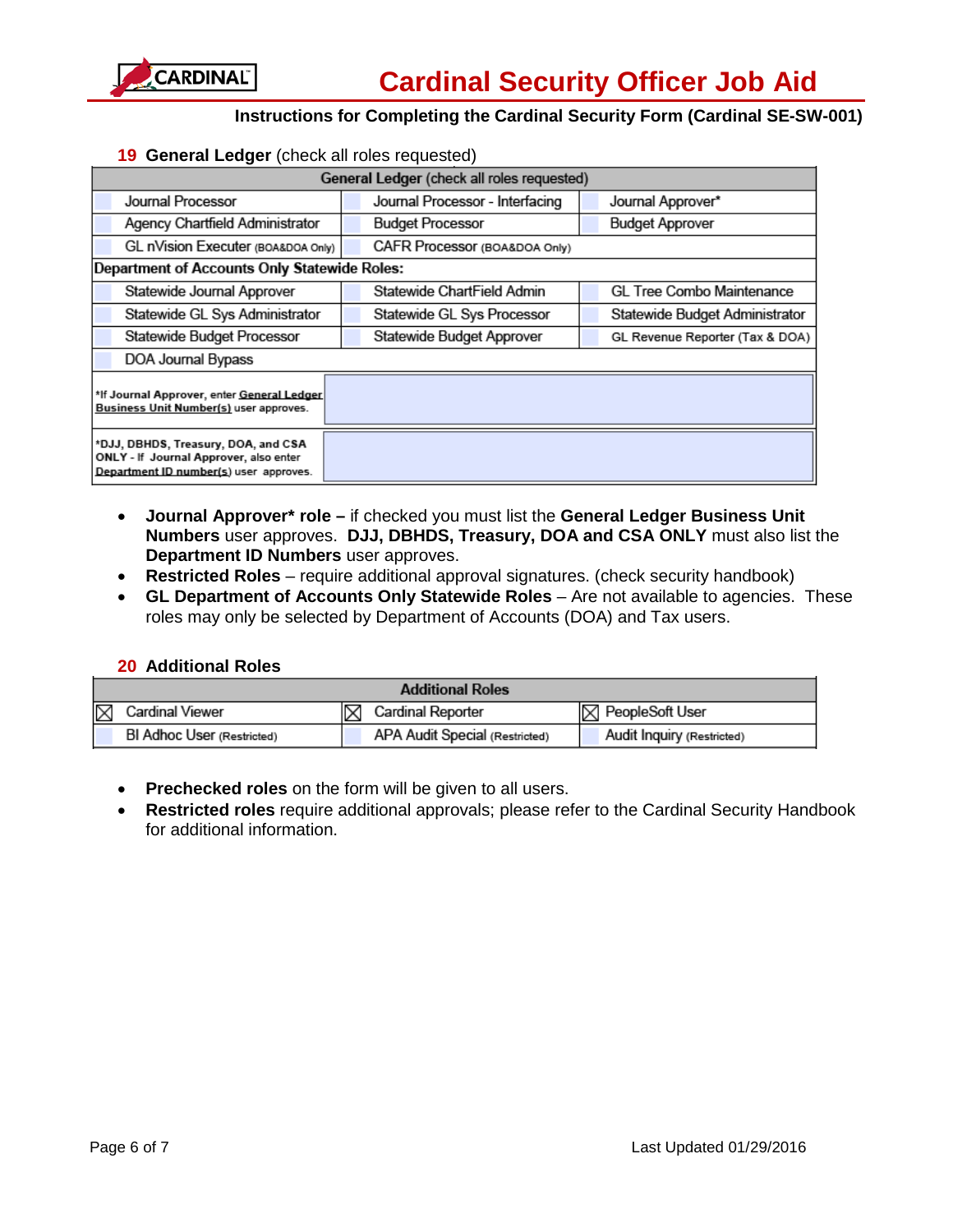**19 General Ledger** (check all roles requested)

| General Ledger (check all roles requested) | | |
|---|---|---|
| ☐ Journal Processor | ☐ Journal Processor - Interfacing | ☐ Journal Approver* |
| ☐ Agency Chartfield Administrator | ☐ Budget Processor | ☐ Budget Approver |
| ☐ GL nVision Executer (BOA&DOA Only) | ☐ CAFR Processor (BOA&DOA Only) | |
| **Department of Accounts Only Statewide Roles:** | | |
| ☐ Statewide Journal Approver | ☐ Statewide ChartField Admin | ☐ GL Tree Combo Maintenance |
| ☐ Statewide GL Sys Administrator | ☐ Statewide GL Sys Processor | ☐ Statewide Budget Administrator |
| ☐ Statewide Budget Processor | ☐ Statewide Budget Approver | ☐ GL Revenue Reporter (Tax & DOA) |
| ☐ DOA Journal Bypass | | |
| *If Journal Approver, enter General Ledger Business Unit Number(s) user approves. | | |
| *DJJ, DBHDS, Treasury, DOA, and CSA ONLY - If Journal Approver, also enter Department ID number(s) user approves. | | |

- **Journal Approver* role –** if checked you must list the **General Ledger Business Unit Numbers** user approves. **DJJ, DBHDS, Treasury, DOA and CSA ONLY** must also list the **Department ID Numbers** user approves.
- **Restricted Roles** – require additional approval signatures. (check security handbook)
- **GL Department of Accounts Only Statewide Roles** – Are not available to agencies. These roles may only be selected by Department of Accounts (DOA) and Tax users.

**20 Additional Roles**

| Additional Roles | | |
|---|---|---|
| ☒ Cardinal Viewer | ☒ Cardinal Reporter | ☒ PeopleSoft User |
| ☐ BI Adhoc User (Restricted) | ☐ APA Audit Special (Restricted) | ☐ Audit Inquiry (Restricted) |

- **Prechecked roles** on the form will be given to all users.
- **Restricted roles** require additional approvals; please refer to the Cardinal Security Handbook for additional information.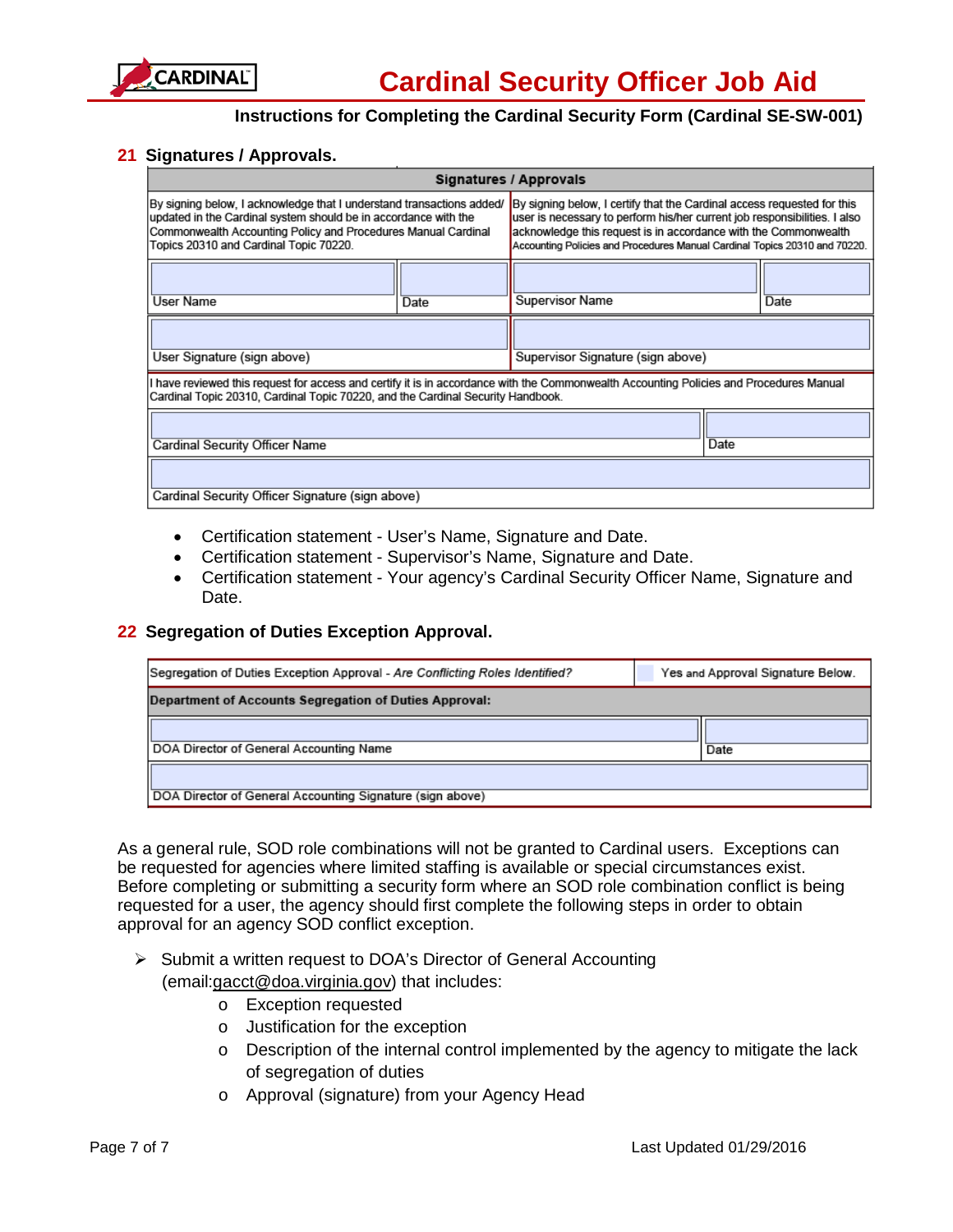Instructions for Completing the Cardinal Security Form (Cardinal SE-SW-001)

## 21 Signatures / Approvals.

| Signatures / Approvals | | | |
|---|---|---|---|
| By signing below, I acknowledge that I understand transactions added/ updated in the Cardinal system should be in accordance with the Commonwealth Accounting Policy and Procedures Manual Cardinal Topics 20310 and Cardinal Topic 70220. | | By signing below, I certify that the Cardinal access requested for this user is necessary to perform his/her current job responsibilities. I also acknowledge this request is in accordance with the Commonwealth Accounting Policies and Procedures Manual Cardinal Topics 20310 and 70220. | |
| User Name | Date | Supervisor Name | Date |
| User Signature (sign above) | | Supervisor Signature (sign above) | |
| I have reviewed this request for access and certify it is in accordance with the Commonwealth Accounting Policies and Procedures Manual Cardinal Topic 20310, Cardinal Topic 70220, and the Cardinal Security Handbook. | | | |
| Cardinal Security Officer Name | | | Date |
| Cardinal Security Officer Signature (sign above) | | | |

- Certification statement - User's Name, Signature and Date.
- Certification statement - Supervisor's Name, Signature and Date.
- Certification statement - Your agency's Cardinal Security Officer Name, Signature and Date.

## 22 Segregation of Duties Exception Approval.

| Segregation of Duties Exception Approval - *Are Conflicting Roles Identified?* | Yes and Approval Signature Below. |
|---|---|
| **Department of Accounts Segregation of Duties Approval:** | |
| DOA Director of General Accounting Name | Date |
| DOA Director of General Accounting Signature (sign above) | |

As a general rule, SOD role combinations will not be granted to Cardinal users. Exceptions can be requested for agencies where limited staffing is available or special circumstances exist. Before completing or submitting a security form where an SOD role combination conflict is being requested for a user, the agency should first complete the following steps in order to obtain approval for an agency SOD conflict exception.

- Submit a written request to DOA's Director of General Accounting (email:gacct@doa.virginia.gov) that includes:
  - Exception requested
  - Justification for the exception
  - Description of the internal control implemented by the agency to mitigate the lack of segregation of duties
  - Approval (signature) from your Agency Head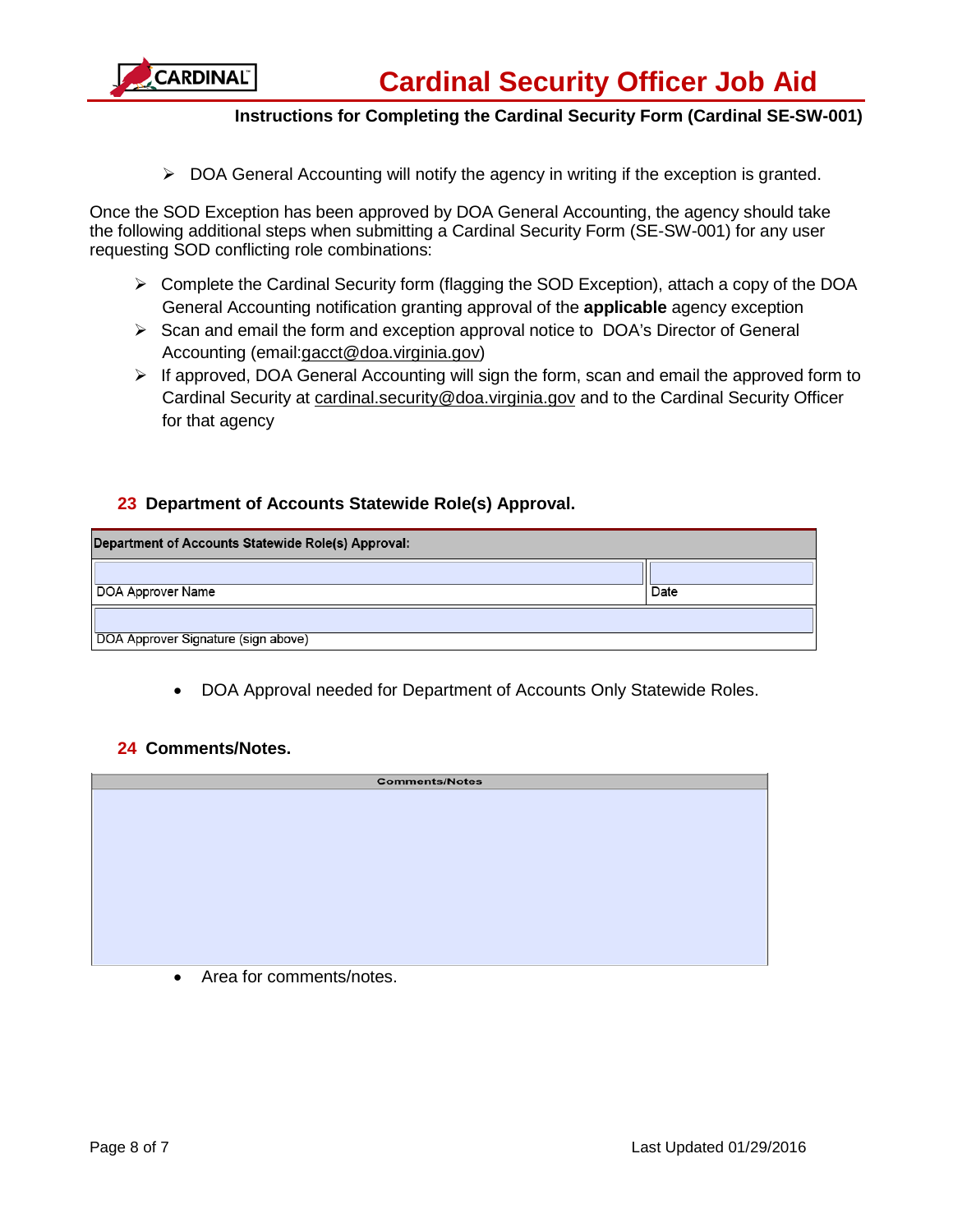- DOA General Accounting will notify the agency in writing if the exception is granted.

Once the SOD Exception has been approved by DOA General Accounting, the agency should take the following additional steps when submitting a Cardinal Security Form (SE-SW-001) for any user requesting SOD conflicting role combinations:

- Complete the Cardinal Security form (flagging the SOD Exception), attach a copy of the DOA General Accounting notification granting approval of the **applicable** agency exception
- Scan and email the form and exception approval notice to DOA's Director of General Accounting (email:gacct@doa.virginia.gov)
- If approved, DOA General Accounting will sign the form, scan and email the approved form to Cardinal Security at cardinal.security@doa.virginia.gov and to the Cardinal Security Officer for that agency

### 23 Department of Accounts Statewide Role(s) Approval.

| Department of Accounts Statewide Role(s) Approval: | |
|---|---|
| DOA Approver Name | Date |
| DOA Approver Signature (sign above) | |

- DOA Approval needed for Department of Accounts Only Statewide Roles.

### 24 Comments/Notes.

| Comments/Notes |
|---|
| |

- Area for comments/notes.